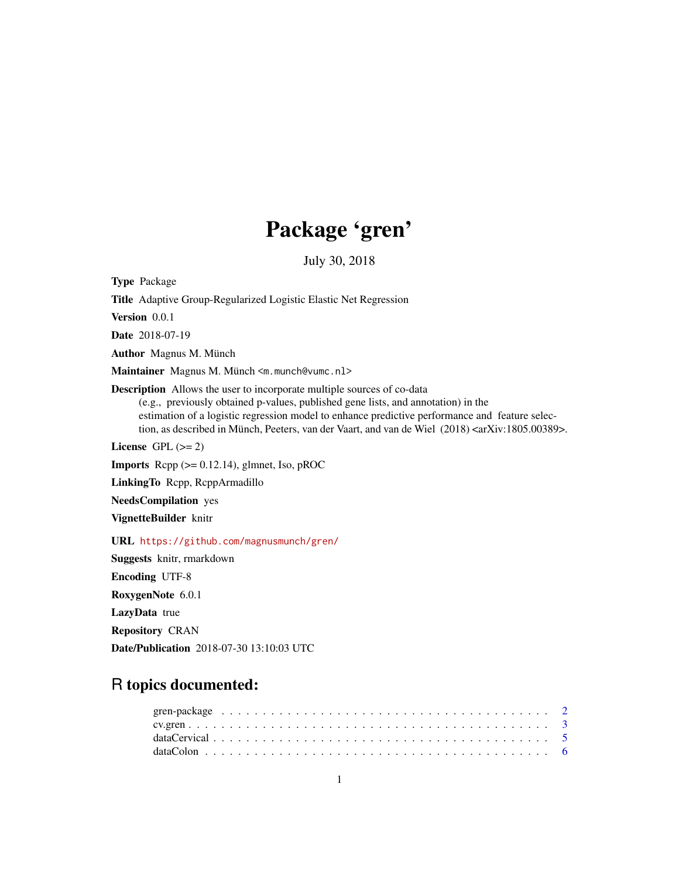# Package 'gren'

July 30, 2018

**Type** Package

**Title** Adaptive Group-Regularized Logistic Elastic Net Regression

**Version** 0.0.1

**Date** 2018-07-19

**Author** Magnus M. Münch

**Maintainer** Magnus M. Münch <m.munch@vumc.nl>

**Description** Allows the user to incorporate multiple sources of co-data (e.g., previously obtained p-values, published gene lists, and annotation) in the estimation of a logistic regression model to enhance predictive performance and feature selection, as described in Münch, Peeters, van der Vaart, and van de Wiel (2018) <arXiv:1805.00389>.

**License** GPL (>= 2)

**Imports** Rcpp (>= 0.12.14), glmnet, Iso, pROC

**LinkingTo** Rcpp, RcppArmadillo

**NeedsCompilation** yes

**VignetteBuilder** knitr

**URL** https://github.com/magnusmunch/gren/

**Suggests** knitr, rmarkdown

**Encoding** UTF-8

**RoxygenNote** 6.0.1

**LazyData** true

**Repository** CRAN

**Date/Publication** 2018-07-30 13:10:03 UTC

## R topics documented:

gren-package . . . . . . . . . . . . . . . . . . . . . . . . . . . . . . . . . . . . . . . 2
cv.gren . . . . . . . . . . . . . . . . . . . . . . . . . . . . . . . . . . . . . . . . . . 3
dataCervical . . . . . . . . . . . . . . . . . . . . . . . . . . . . . . . . . . . . . . . 5
dataColon . . . . . . . . . . . . . . . . . . . . . . . . . . . . . . . . . . . . . . . . 6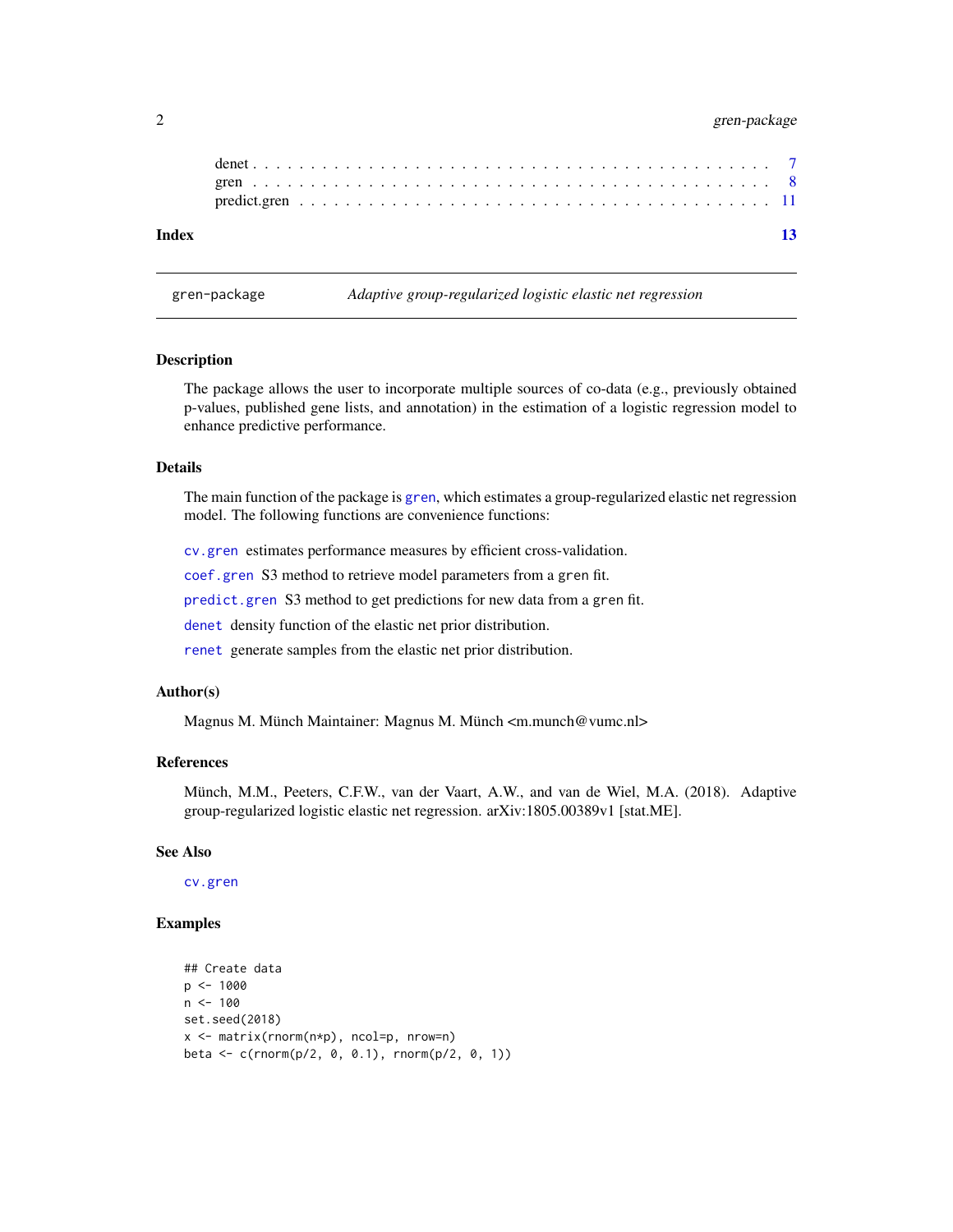denet . . . . . . . . . . . . . . . . . . . . . . . . . . . . . . . . . . . . . . . . . . 7
gren . . . . . . . . . . . . . . . . . . . . . . . . . . . . . . . . . . . . . . . . . . 8
predict.gren . . . . . . . . . . . . . . . . . . . . . . . . . . . . . . . . . . . . . . 11

**Index** **13**

---

gren-package *Adaptive group-regularized logistic elastic net regression*

---

### Description

The package allows the user to incorporate multiple sources of co-data (e.g., previously obtained p-values, published gene lists, and annotation) in the estimation of a logistic regression model to enhance predictive performance.

### Details

The main function of the package is `gren`, which estimates a group-regularized elastic net regression model. The following functions are convenience functions:

`cv.gren` estimates performance measures by efficient cross-validation.

`coef.gren` S3 method to retrieve model parameters from a `gren` fit.

`predict.gren` S3 method to get predictions for new data from a `gren` fit.

`denet` density function of the elastic net prior distribution.

`renet` generate samples from the elastic net prior distribution.

### Author(s)

Magnus M. Münch Maintainer: Magnus M. Münch <m.munch@vumc.nl>

### References

Münch, M.M., Peeters, C.F.W., van der Vaart, A.W., and van de Wiel, M.A. (2018). Adaptive group-regularized logistic elastic net regression. arXiv:1805.00389v1 [stat.ME].

### See Also

`cv.gren`

### Examples

```
## Create data
p <- 1000
n <- 100
set.seed(2018)
x <- matrix(rnorm(n*p), ncol=p, nrow=n)
beta <- c(rnorm(p/2, 0, 0.1), rnorm(p/2, 0, 1))
```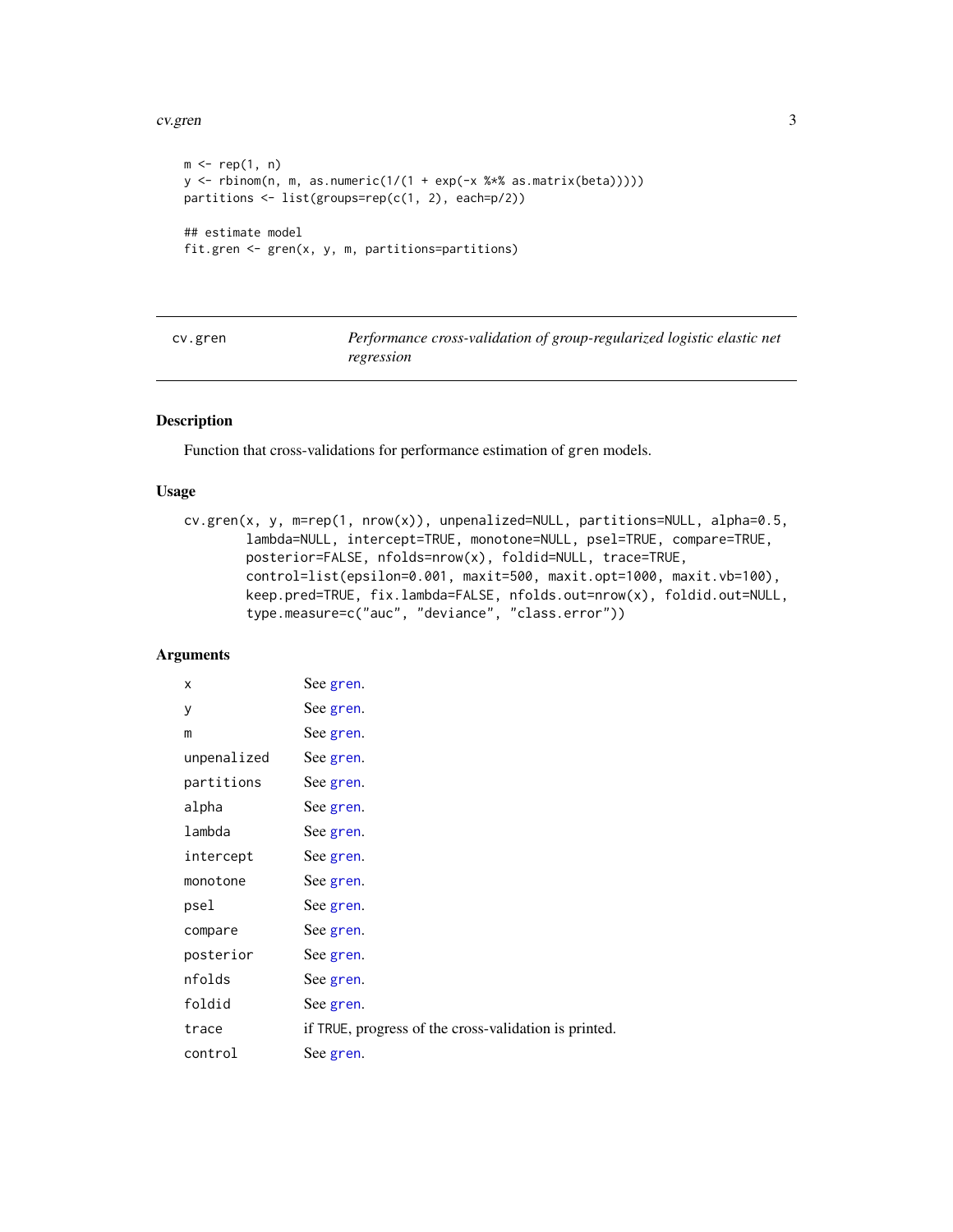```
m <- rep(1, n)
y <- rbinom(n, m, as.numeric(1/(1 + exp(-x %*% as.matrix(beta)))))
partitions <- list(groups=rep(c(1, 2), each=p/2))

## estimate model
fit.gren <- gren(x, y, m, partitions=partitions)
```

---

| cv.gren | *Performance cross-validation of group-regularized logistic elastic net regression* |
|---|---|

---

### Description

Function that cross-validations for performance estimation of gren models.

### Usage

```
cv.gren(x, y, m=rep(1, nrow(x)), unpenalized=NULL, partitions=NULL, alpha=0.5,
        lambda=NULL, intercept=TRUE, monotone=NULL, psel=TRUE, compare=TRUE,
        posterior=FALSE, nfolds=nrow(x), foldid=NULL, trace=TRUE,
        control=list(epsilon=0.001, maxit=500, maxit.opt=1000, maxit.vb=100),
        keep.pred=TRUE, fix.lambda=FALSE, nfolds.out=nrow(x), foldid.out=NULL,
        type.measure=c("auc", "deviance", "class.error"))
```

### Arguments

| | |
|---|---|
| `x` | See gren. |
| `y` | See gren. |
| `m` | See gren. |
| `unpenalized` | See gren. |
| `partitions` | See gren. |
| `alpha` | See gren. |
| `lambda` | See gren. |
| `intercept` | See gren. |
| `monotone` | See gren. |
| `psel` | See gren. |
| `compare` | See gren. |
| `posterior` | See gren. |
| `nfolds` | See gren. |
| `foldid` | See gren. |
| `trace` | if TRUE, progress of the cross-validation is printed. |
| `control` | See gren. |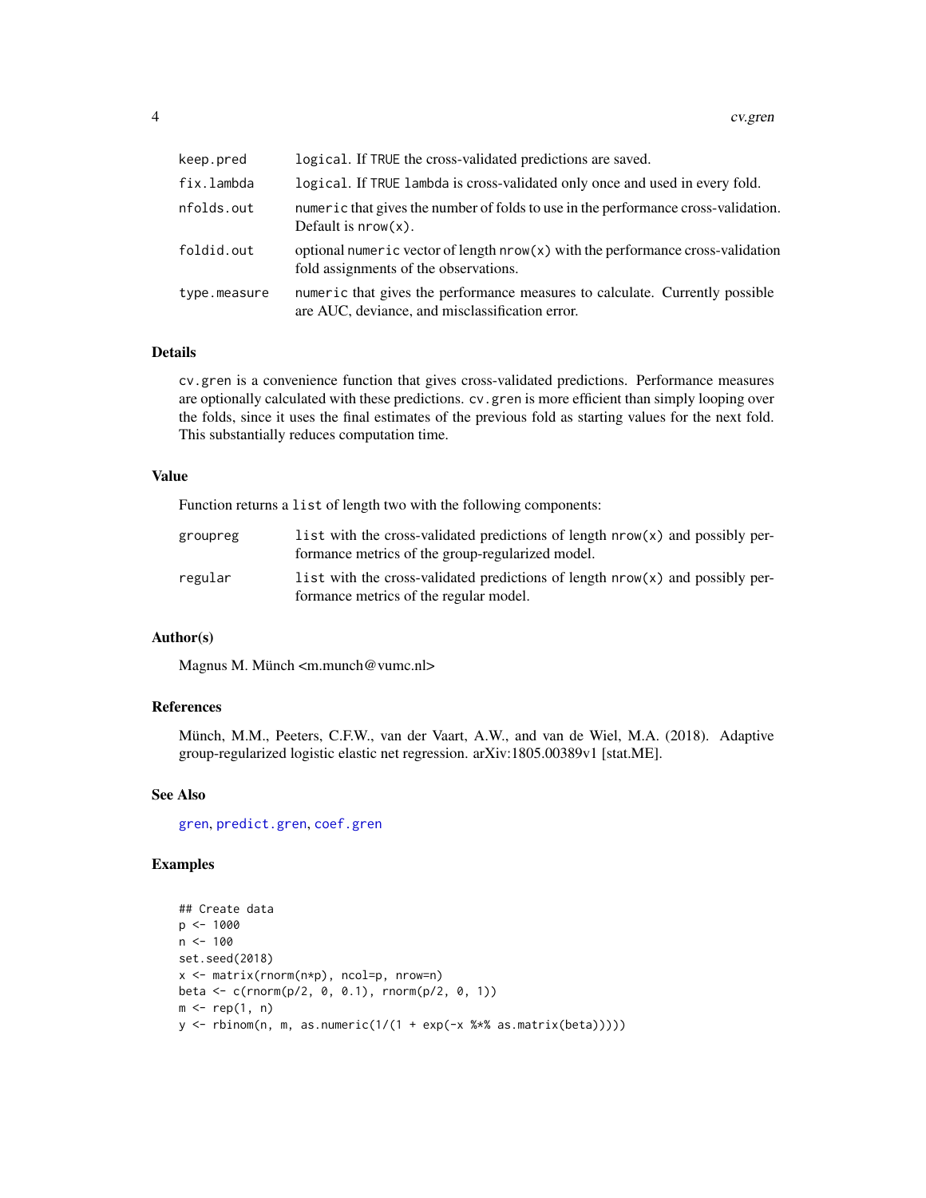| | |
|---|---|
| keep.pred | logical. If TRUE the cross-validated predictions are saved. |
| fix.lambda | logical. If TRUE lambda is cross-validated only once and used in every fold. |
| nfolds.out | numeric that gives the number of folds to use in the performance cross-validation. Default is nrow(x). |
| foldid.out | optional numeric vector of length nrow(x) with the performance cross-validation fold assignments of the observations. |
| type.measure | numeric that gives the performance measures to calculate. Currently possible are AUC, deviance, and misclassification error. |

## Details

cv.gren is a convenience function that gives cross-validated predictions. Performance measures are optionally calculated with these predictions. cv.gren is more efficient than simply looping over the folds, since it uses the final estimates of the previous fold as starting values for the next fold. This substantially reduces computation time.

## Value

Function returns a list of length two with the following components:

| | |
|---|---|
| groupreg | list with the cross-validated predictions of length nrow(x) and possibly performance metrics of the group-regularized model. |
| regular | list with the cross-validated predictions of length nrow(x) and possibly performance metrics of the regular model. |

## Author(s)

Magnus M. Münch <m.munch@vumc.nl>

## References

Münch, M.M., Peeters, C.F.W., van der Vaart, A.W., and van de Wiel, M.A. (2018). Adaptive group-regularized logistic elastic net regression. arXiv:1805.00389v1 [stat.ME].

## See Also

gren, predict.gren, coef.gren

## Examples

```
## Create data
p <- 1000
n <- 100
set.seed(2018)
x <- matrix(rnorm(n*p), ncol=p, nrow=n)
beta <- c(rnorm(p/2, 0, 0.1), rnorm(p/2, 0, 1))
m <- rep(1, n)
y <- rbinom(n, m, as.numeric(1/(1 + exp(-x %*% as.matrix(beta)))))
```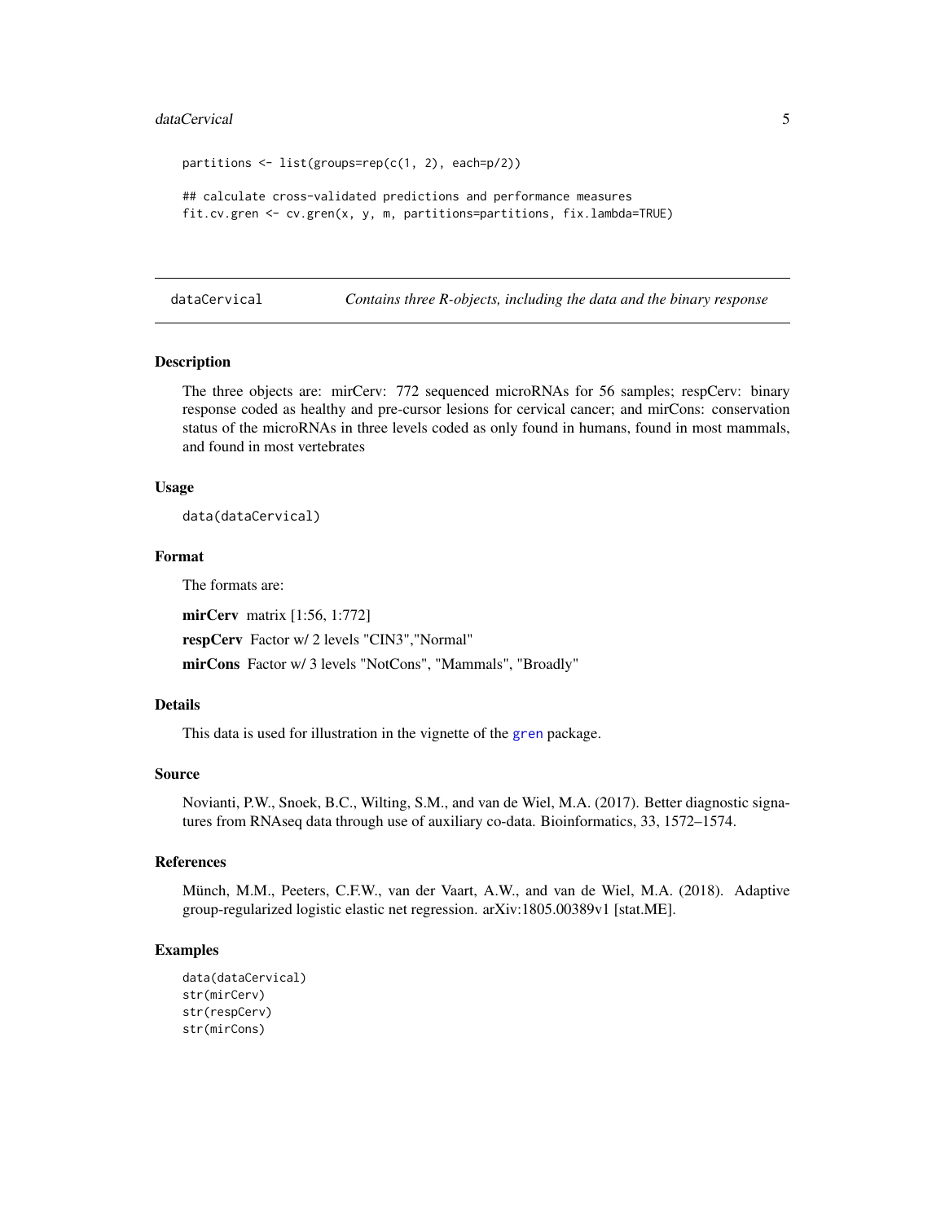```
partitions <- list(groups=rep(c(1, 2), each=p/2))

## calculate cross-validated predictions and performance measures
fit.cv.gren <- cv.gren(x, y, m, partitions=partitions, fix.lambda=TRUE)
```

---

## dataCervical — *Contains three R-objects, including the data and the binary response*

---

### Description

The three objects are: mirCerv: 772 sequenced microRNAs for 56 samples; respCerv: binary response coded as healthy and pre-cursor lesions for cervical cancer; and mirCons: conservation status of the microRNAs in three levels coded as only found in humans, found in most mammals, and found in most vertebrates

### Usage

```
data(dataCervical)
```

### Format

The formats are:

**mirCerv** matrix [1:56, 1:772]

**respCerv** Factor w/ 2 levels "CIN3","Normal"

**mirCons** Factor w/ 3 levels "NotCons", "Mammals", "Broadly"

### Details

This data is used for illustration in the vignette of the `gren` package.

### Source

Novianti, P.W., Snoek, B.C., Wilting, S.M., and van de Wiel, M.A. (2017). Better diagnostic signatures from RNAseq data through use of auxiliary co-data. Bioinformatics, 33, 1572–1574.

### References

Münch, M.M., Peeters, C.F.W., van der Vaart, A.W., and van de Wiel, M.A. (2018). Adaptive group-regularized logistic elastic net regression. arXiv:1805.00389v1 [stat.ME].

### Examples

```
data(dataCervical)
str(mirCerv)
str(respCerv)
str(mirCons)
```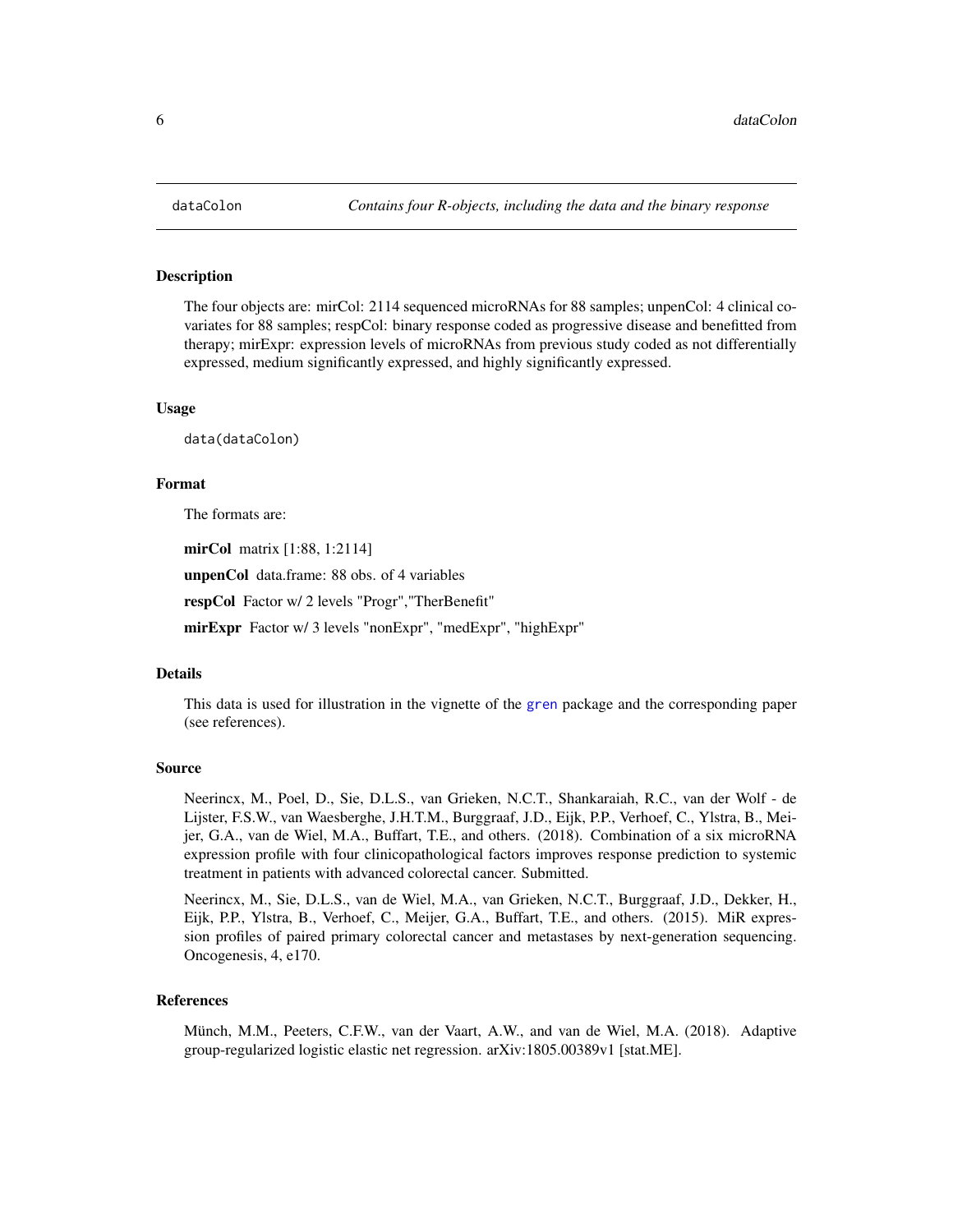# dataColon

*Contains four R-objects, including the data and the binary response*

## Description

The four objects are: mirCol: 2114 sequenced microRNAs for 88 samples; unpenCol: 4 clinical covariates for 88 samples; respCol: binary response coded as progressive disease and benefitted from therapy; mirExpr: expression levels of microRNAs from previous study coded as not differentially expressed, medium significantly expressed, and highly significantly expressed.

## Usage

```
data(dataColon)
```

## Format

The formats are:

**mirCol** matrix [1:88, 1:2114]

**unpenCol** data.frame: 88 obs. of 4 variables

**respCol** Factor w/ 2 levels "Progr","TherBenefit"

**mirExpr** Factor w/ 3 levels "nonExpr", "medExpr", "highExpr"

## Details

This data is used for illustration in the vignette of the gren package and the corresponding paper (see references).

## Source

Neerincx, M., Poel, D., Sie, D.L.S., van Grieken, N.C.T., Shankaraiah, R.C., van der Wolf - de Lijster, F.S.W., van Waesberghe, J.H.T.M., Burggraaf, J.D., Eijk, P.P., Verhoef, C., Ylstra, B., Meijer, G.A., van de Wiel, M.A., Buffart, T.E., and others. (2018). Combination of a six microRNA expression profile with four clinicopathological factors improves response prediction to systemic treatment in patients with advanced colorectal cancer. Submitted.

Neerincx, M., Sie, D.L.S., van de Wiel, M.A., van Grieken, N.C.T., Burggraaf, J.D., Dekker, H., Eijk, P.P., Ylstra, B., Verhoef, C., Meijer, G.A., Buffart, T.E., and others. (2015). MiR expression profiles of paired primary colorectal cancer and metastases by next-generation sequencing. Oncogenesis, 4, e170.

## References

Münch, M.M., Peeters, C.F.W., van der Vaart, A.W., and van de Wiel, M.A. (2018). Adaptive group-regularized logistic elastic net regression. arXiv:1805.00389v1 [stat.ME].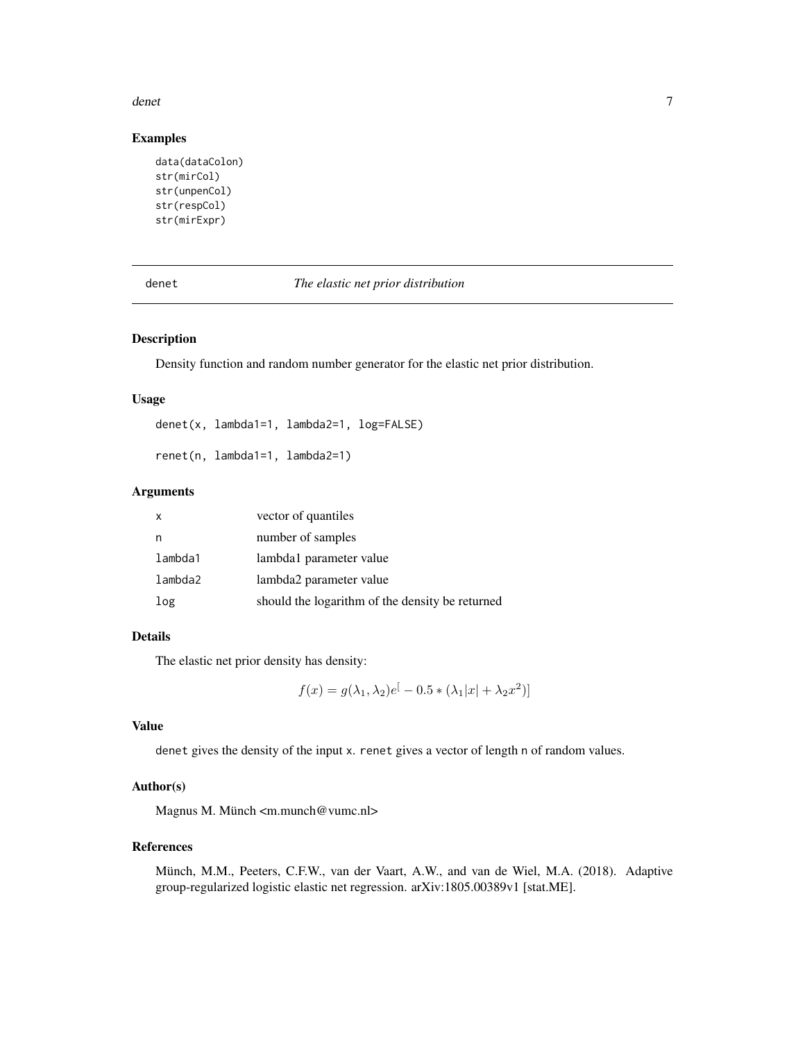## Examples

```
data(dataColon)
str(mirCol)
str(unpenCol)
str(respCol)
str(mirExpr)
```

---

# denet — *The elastic net prior distribution*

## Description

Density function and random number generator for the elastic net prior distribution.

## Usage

```
denet(x, lambda1=1, lambda2=1, log=FALSE)

renet(n, lambda1=1, lambda2=1)
```

## Arguments

| | |
|---|---|
| x | vector of quantiles |
| n | number of samples |
| lambda1 | lambda1 parameter value |
| lambda2 | lambda2 parameter value |
| log | should the logarithm of the density be returned |

## Details

The elastic net prior density has density:

$$f(x) = g(\lambda_1, \lambda_2)e^[ - 0.5 * (\lambda_1|x| + \lambda_2 x^2)]$$

## Value

denet gives the density of the input x. renet gives a vector of length n of random values.

## Author(s)

Magnus M. Münch <m.munch@vumc.nl>

## References

Münch, M.M., Peeters, C.F.W., van der Vaart, A.W., and van de Wiel, M.A. (2018). Adaptive group-regularized logistic elastic net regression. arXiv:1805.00389v1 [stat.ME].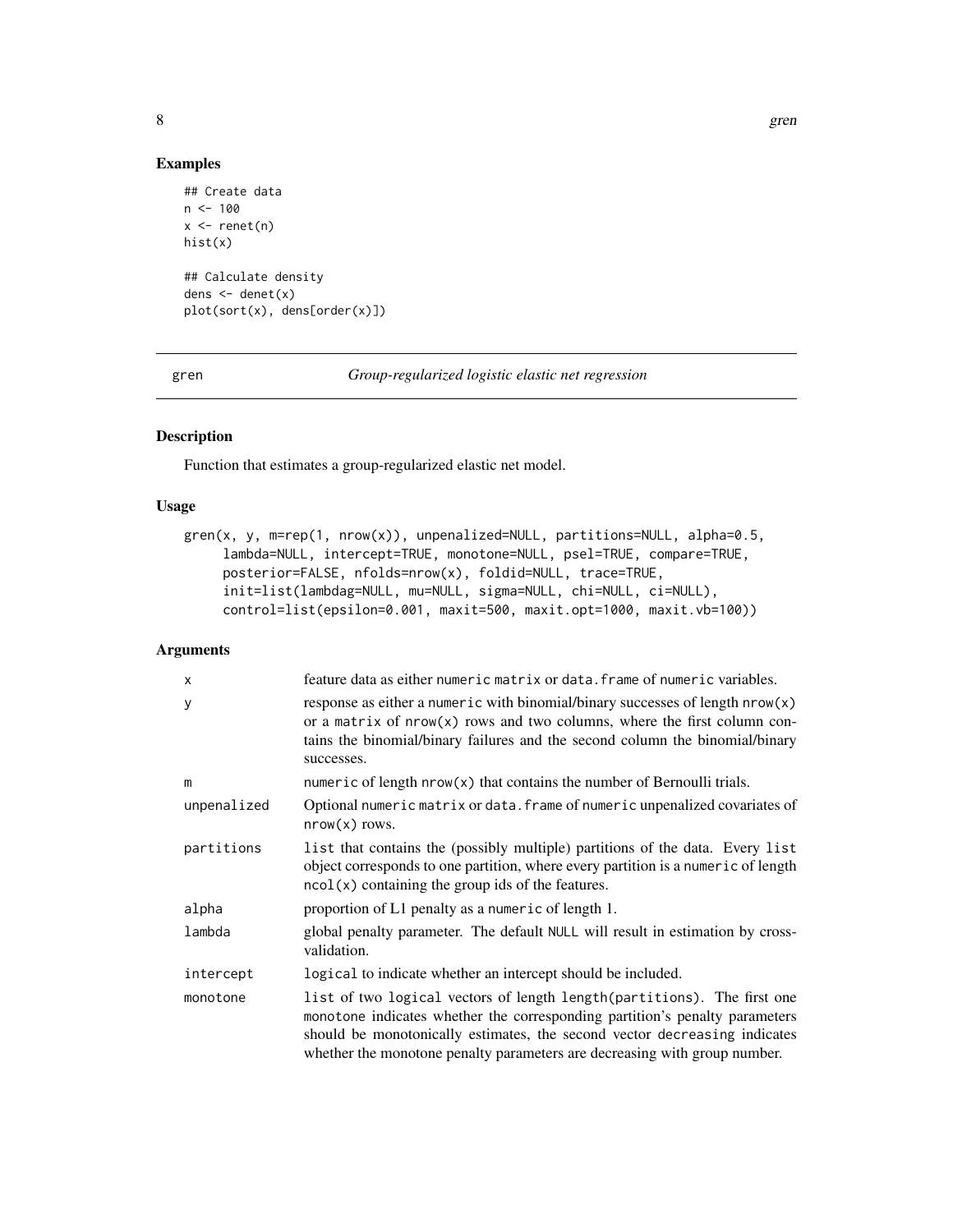## Examples

```
## Create data
n <- 100
x <- renet(n)
hist(x)

## Calculate density
dens <- denet(x)
plot(sort(x), dens[order(x)])
```

---

gren — *Group-regularized logistic elastic net regression*

---

## Description

Function that estimates a group-regularized elastic net model.

## Usage

```
gren(x, y, m=rep(1, nrow(x)), unpenalized=NULL, partitions=NULL, alpha=0.5,
     lambda=NULL, intercept=TRUE, monotone=NULL, psel=TRUE, compare=TRUE,
     posterior=FALSE, nfolds=nrow(x), foldid=NULL, trace=TRUE,
     init=list(lambdag=NULL, mu=NULL, sigma=NULL, chi=NULL, ci=NULL),
     control=list(epsilon=0.001, maxit=500, maxit.opt=1000, maxit.vb=100))
```

## Arguments

| Argument | Description |
|---|---|
| x | feature data as either numeric matrix or data.frame of numeric variables. |
| y | response as either a numeric with binomial/binary successes of length nrow(x) or a matrix of nrow(x) rows and two columns, where the first column contains the binomial/binary failures and the second column the binomial/binary successes. |
| m | numeric of length nrow(x) that contains the number of Bernoulli trials. |
| unpenalized | Optional numeric matrix or data.frame of numeric unpenalized covariates of nrow(x) rows. |
| partitions | list that contains the (possibly multiple) partitions of the data. Every list object corresponds to one partition, where every partition is a numeric of length ncol(x) containing the group ids of the features. |
| alpha | proportion of L1 penalty as a numeric of length 1. |
| lambda | global penalty parameter. The default NULL will result in estimation by cross-validation. |
| intercept | logical to indicate whether an intercept should be included. |
| monotone | list of two logical vectors of length length(partitions). The first one monotone indicates whether the corresponding partition's penalty parameters should be monotonically estimates, the second vector decreasing indicates whether the monotone penalty parameters are decreasing with group number. |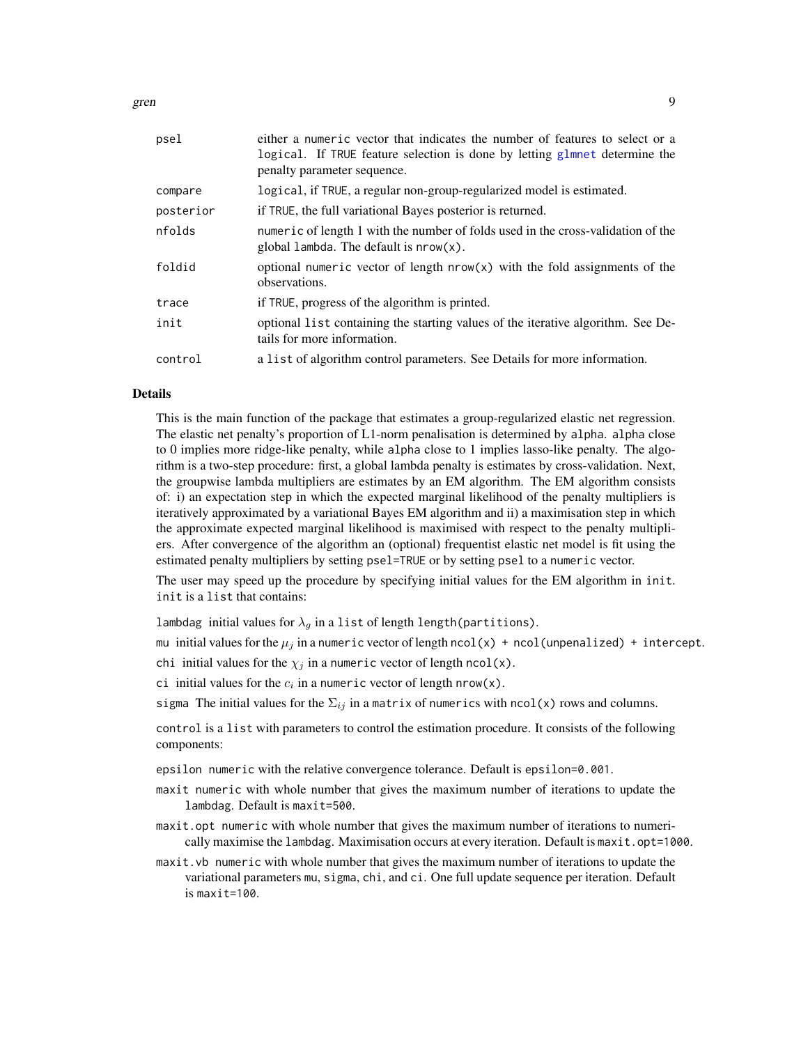| | |
|---|---|
| psel | either a numeric vector that indicates the number of features to select or a logical. If TRUE feature selection is done by letting glmnet determine the penalty parameter sequence. |
| compare | logical, if TRUE, a regular non-group-regularized model is estimated. |
| posterior | if TRUE, the full variational Bayes posterior is returned. |
| nfolds | numeric of length 1 with the number of folds used in the cross-validation of the global lambda. The default is nrow(x). |
| foldid | optional numeric vector of length nrow(x) with the fold assignments of the observations. |
| trace | if TRUE, progress of the algorithm is printed. |
| init | optional list containing the starting values of the iterative algorithm. See Details for more information. |
| control | a list of algorithm control parameters. See Details for more information. |

## Details

This is the main function of the package that estimates a group-regularized elastic net regression. The elastic net penalty's proportion of L1-norm penalisation is determined by alpha. alpha close to 0 implies more ridge-like penalty, while alpha close to 1 implies lasso-like penalty. The algorithm is a two-step procedure: first, a global lambda penalty is estimates by cross-validation. Next, the groupwise lambda multipliers are estimates by an EM algorithm. The EM algorithm consists of: i) an expectation step in which the expected marginal likelihood of the penalty multipliers is iteratively approximated by a variational Bayes EM algorithm and ii) a maximisation step in which the approximate expected marginal likelihood is maximised with respect to the penalty multipliers. After convergence of the algorithm an (optional) frequentist elastic net model is fit using the estimated penalty multipliers by setting psel=TRUE or by setting psel to a numeric vector.

The user may speed up the procedure by specifying initial values for the EM algorithm in init. init is a list that contains:

- lambdag initial values for $\lambda_g$ in a list of length length(partitions).
- mu initial values for the $\mu_j$ in a numeric vector of length ncol(x) + ncol(unpenalized) + intercept.
- chi initial values for the $\chi_j$ in a numeric vector of length ncol(x).
- ci initial values for the $c_i$ in a numeric vector of length nrow(x).
- sigma The initial values for the $\Sigma_{ij}$ in a matrix of numerics with ncol(x) rows and columns.

control is a list with parameters to control the estimation procedure. It consists of the following components:

- epsilon numeric with the relative convergence tolerance. Default is epsilon=0.001.
- maxit numeric with whole number that gives the maximum number of iterations to update the lambdag. Default is maxit=500.
- maxit.opt numeric with whole number that gives the maximum number of iterations to numerically maximise the lambdag. Maximisation occurs at every iteration. Default is maxit.opt=1000.
- maxit.vb numeric with whole number that gives the maximum number of iterations to update the variational parameters mu, sigma, chi, and ci. One full update sequence per iteration. Default is maxit=100.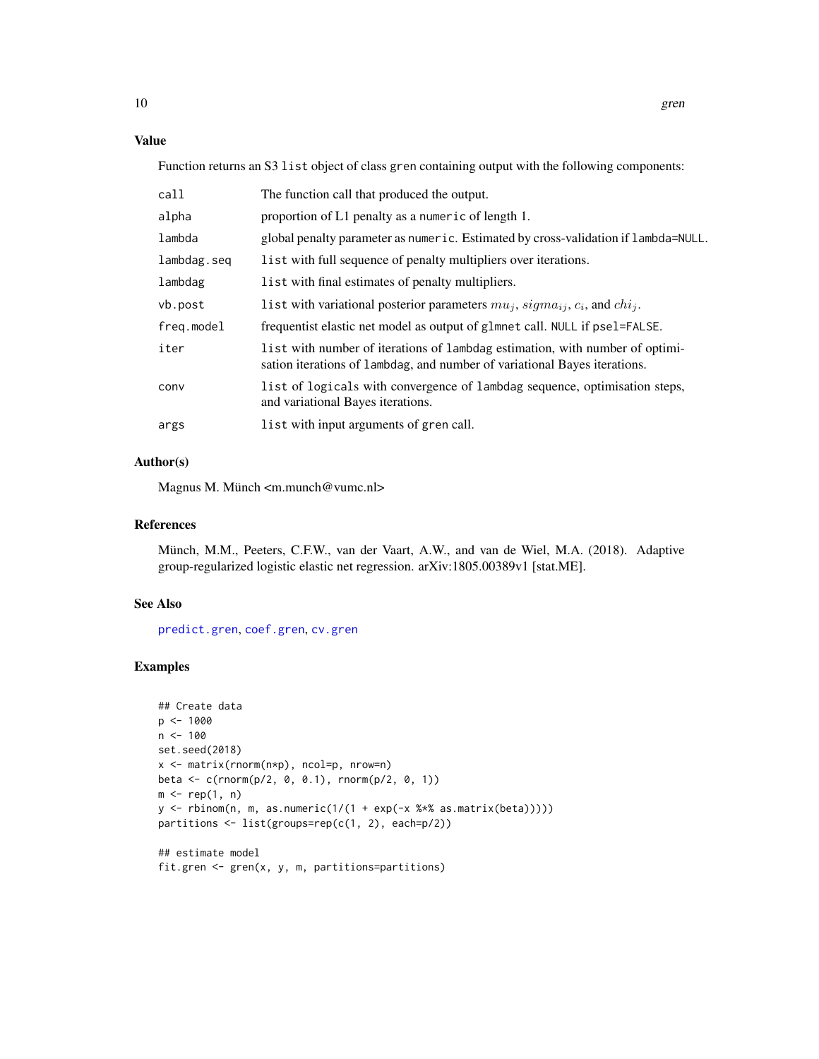## Value

Function returns an S3 `list` object of class `gren` containing output with the following components:

| | |
|---|---|
| `call` | The function call that produced the output. |
| `alpha` | proportion of L1 penalty as a `numeric` of length 1. |
| `lambda` | global penalty parameter as `numeric`. Estimated by cross-validation if `lambda=NULL`. |
| `lambdag.seq` | `list` with full sequence of penalty multipliers over iterations. |
| `lambdag` | `list` with final estimates of penalty multipliers. |
| `vb.post` | `list` with variational posterior parameters $mu_j$, $sigma_{ij}$, $c_i$, and $chi_j$. |
| `freq.model` | frequentist elastic net model as output of `glmnet` call. `NULL` if `psel=FALSE`. |
| `iter` | `list` with number of iterations of `lambdag` estimation, with number of optimisation iterations of `lambdag`, and number of variational Bayes iterations. |
| `conv` | `list` of `logical`s with convergence of `lambdag` sequence, optimisation steps, and variational Bayes iterations. |
| `args` | `list` with input arguments of `gren` call. |

## Author(s)

Magnus M. Münch <m.munch@vumc.nl>

## References

Münch, M.M., Peeters, C.F.W., van der Vaart, A.W., and van de Wiel, M.A. (2018). Adaptive group-regularized logistic elastic net regression. arXiv:1805.00389v1 [stat.ME].

## See Also

predict.gren, coef.gren, cv.gren

## Examples

```
## Create data
p <- 1000
n <- 100
set.seed(2018)
x <- matrix(rnorm(n*p), ncol=p, nrow=n)
beta <- c(rnorm(p/2, 0, 0.1), rnorm(p/2, 0, 1))
m <- rep(1, n)
y <- rbinom(n, m, as.numeric(1/(1 + exp(-x %*% as.matrix(beta)))))
partitions <- list(groups=rep(c(1, 2), each=p/2))

## estimate model
fit.gren <- gren(x, y, m, partitions=partitions)
```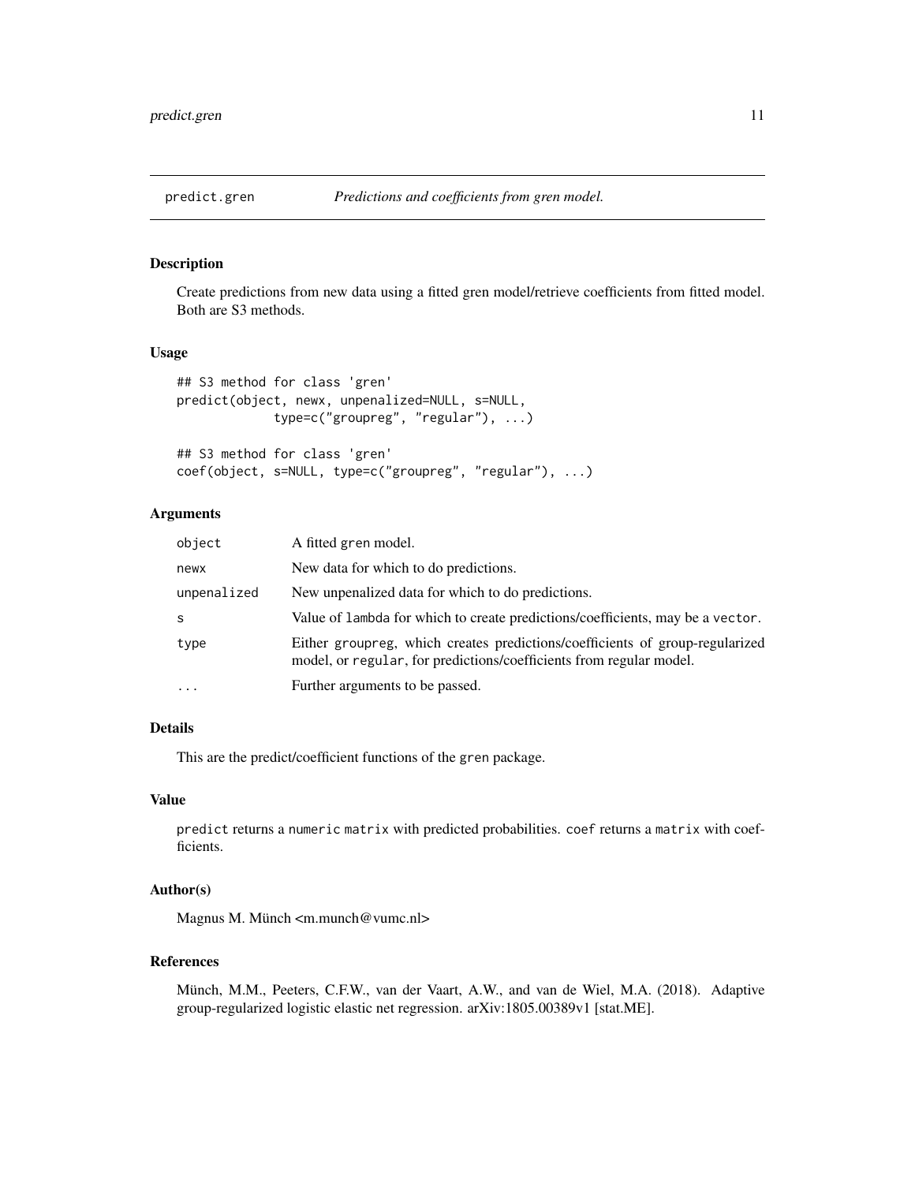# predict.gren — *Predictions and coefficients from gren model.*

## Description

Create predictions from new data using a fitted gren model/retrieve coefficients from fitted model. Both are S3 methods.

## Usage

```
## S3 method for class 'gren'
predict(object, newx, unpenalized=NULL, s=NULL,
             type=c("groupreg", "regular"), ...)

## S3 method for class 'gren'
coef(object, s=NULL, type=c("groupreg", "regular"), ...)
```

## Arguments

| | |
|---|---|
| `object` | A fitted gren model. |
| `newx` | New data for which to do predictions. |
| `unpenalized` | New unpenalized data for which to do predictions. |
| `s` | Value of `lambda` for which to create predictions/coefficients, may be a `vector`. |
| `type` | Either `groupreg`, which creates predictions/coefficients of group-regularized model, or `regular`, for predictions/coefficients from regular model. |
| `...` | Further arguments to be passed. |

## Details

This are the predict/coefficient functions of the `gren` package.

## Value

`predict` returns a `numeric matrix` with predicted probabilities. `coef` returns a `matrix` with coefficients.

## Author(s)

Magnus M. Münch <m.munch@vumc.nl>

## References

Münch, M.M., Peeters, C.F.W., van der Vaart, A.W., and van de Wiel, M.A. (2018). Adaptive group-regularized logistic elastic net regression. arXiv:1805.00389v1 [stat.ME].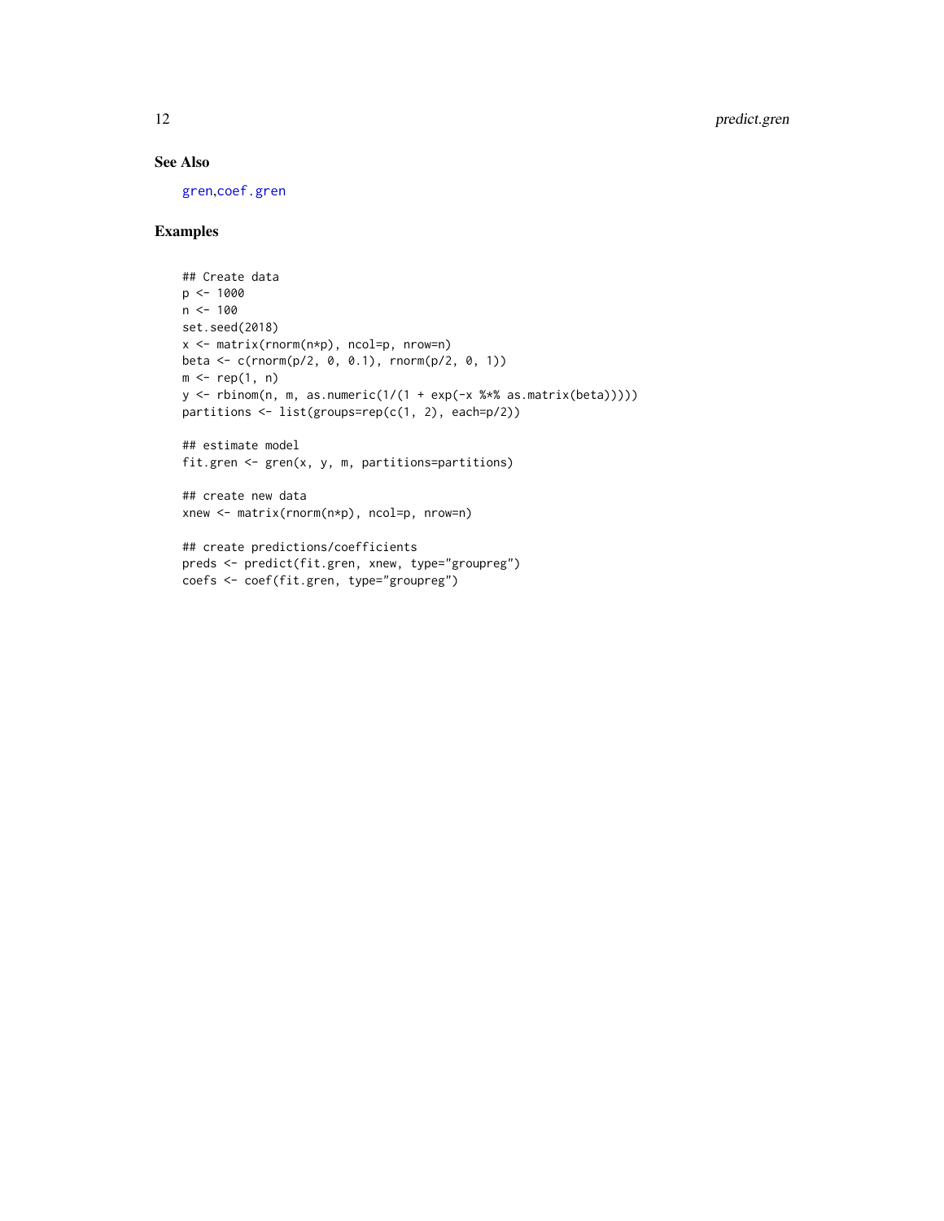## See Also

gren,coef.gren

## Examples

```
## Create data
p <- 1000
n <- 100
set.seed(2018)
x <- matrix(rnorm(n*p), ncol=p, nrow=n)
beta <- c(rnorm(p/2, 0, 0.1), rnorm(p/2, 0, 1))
m <- rep(1, n)
y <- rbinom(n, m, as.numeric(1/(1 + exp(-x %*% as.matrix(beta)))))
partitions <- list(groups=rep(c(1, 2), each=p/2))

## estimate model
fit.gren <- gren(x, y, m, partitions=partitions)

## create new data
xnew <- matrix(rnorm(n*p), ncol=p, nrow=n)

## create predictions/coefficients
preds <- predict(fit.gren, xnew, type="groupreg")
coefs <- coef(fit.gren, type="groupreg")
```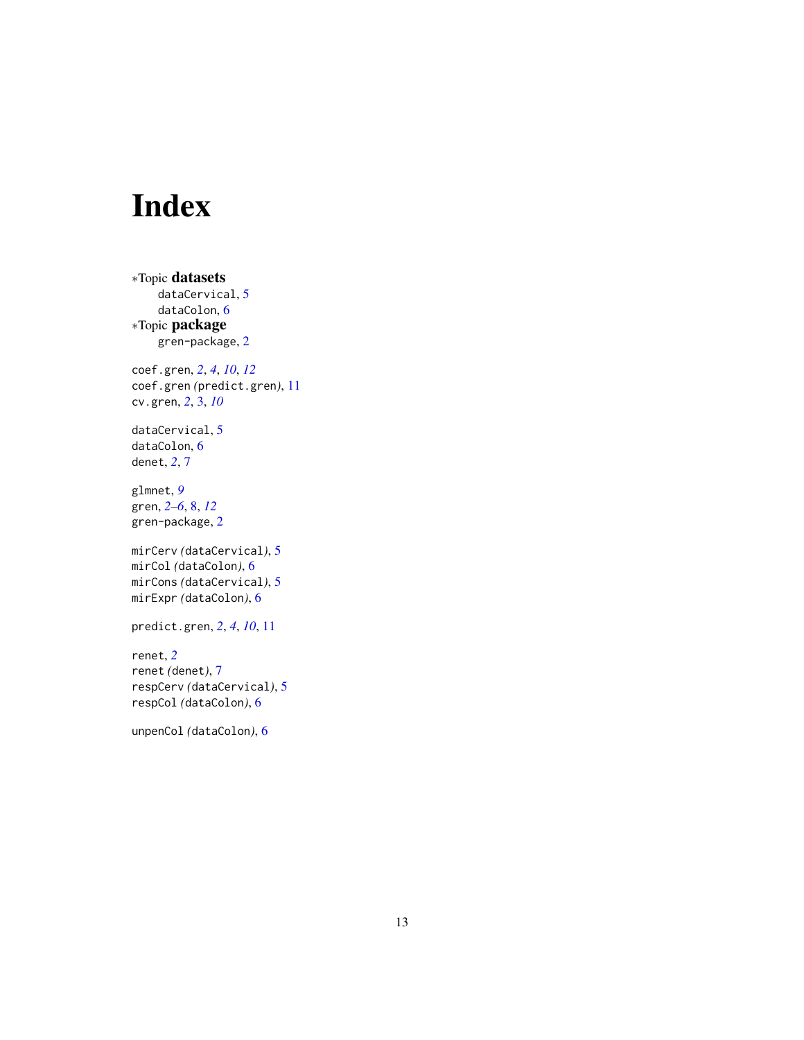# Index

*Topic **datasets**
  dataCervical, 5
  dataColon, 6

*Topic **package**
  gren-package, 2

coef.gren, *2*, *4*, *10*, *12*
coef.gren *(*predict.gren*)*, 11
cv.gren, *2*, 3, *10*

dataCervical, 5
dataColon, 6
denet, *2*, 7

glmnet, *9*
gren, *2–6*, 8, *12*
gren-package, 2

mirCerv *(*dataCervical*)*, 5
mirCol *(*dataColon*)*, 6
mirCons *(*dataCervical*)*, 5
mirExpr *(*dataColon*)*, 6

predict.gren, *2*, *4*, *10*, 11

renet, *2*
renet *(*denet*)*, 7
respCerv *(*dataCervical*)*, 5
respCol *(*dataColon*)*, 6

unpenCol *(*dataColon*)*, 6